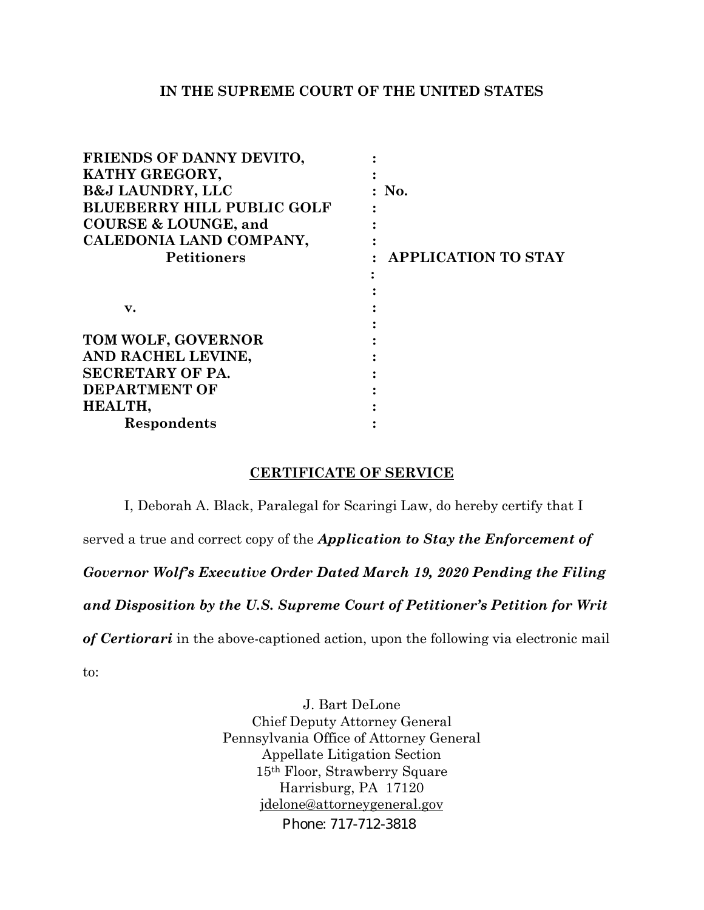**IN THE SUPREME COURT OF THE UNITED STATES**

| | | |
|---|---|---|
| **FRIENDS OF DANNY DEVITO,** | **:** | |
| **KATHY GREGORY,** | **:** | |
| **B&J LAUNDRY, LLC** | **:** | **No.** |
| **BLUEBERRY HILL PUBLIC GOLF** | **:** | |
| **COURSE & LOUNGE, and** | **:** | |
| **CALEDONIA LAND COMPANY,** | **:** | |
| **Petitioners** | **:** | **APPLICATION TO STAY** |
| | **:** | |
| | **:** | |
| **v.** | **:** | |
| | **:** | |
| **TOM WOLF, GOVERNOR** | **:** | |
| **AND RACHEL LEVINE,** | **:** | |
| **SECRETARY OF PA.** | **:** | |
| **DEPARTMENT OF** | **:** | |
| **HEALTH,** | **:** | |
| **Respondents** | **:** | |

**CERTIFICATE OF SERVICE**

I, Deborah A. Black, Paralegal for Scaringi Law, do hereby certify that I served a true and correct copy of the ***Application to Stay the Enforcement of Governor Wolf's Executive Order Dated March 19, 2020 Pending the Filing and Disposition by the U.S. Supreme Court of Petitioner's Petition for Writ of Certiorari*** in the above-captioned action, upon the following via electronic mail to:

J. Bart DeLone
Chief Deputy Attorney General
Pennsylvania Office of Attorney General
Appellate Litigation Section
15th Floor, Strawberry Square
Harrisburg, PA 17120
jdelone@attorneygeneral.gov
Phone: 717-712-3818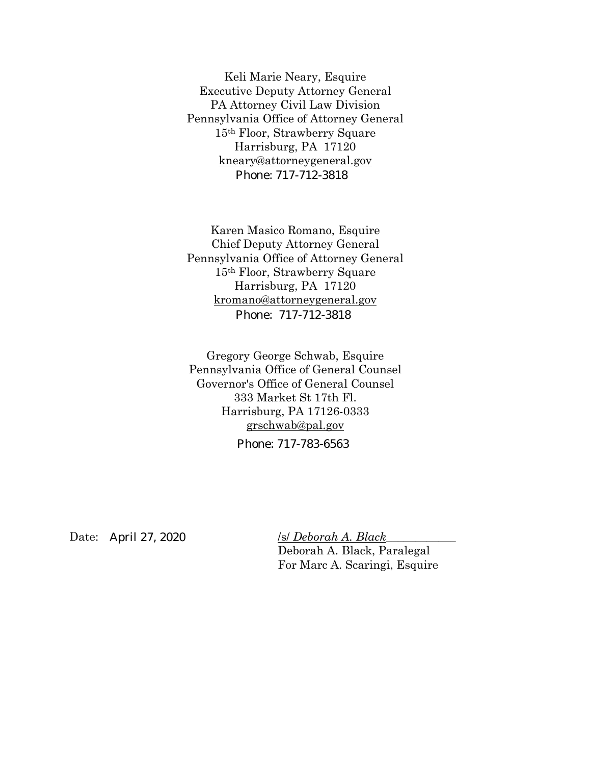Keli Marie Neary, Esquire
Executive Deputy Attorney General
PA Attorney Civil Law Division
Pennsylvania Office of Attorney General
15th Floor, Strawberry Square
Harrisburg, PA 17120
kneary@attorneygeneral.gov
Phone: 717-712-3818

Karen Masico Romano, Esquire
Chief Deputy Attorney General
Pennsylvania Office of Attorney General
15th Floor, Strawberry Square
Harrisburg, PA 17120
kromano@attorneygeneral.gov
Phone: 717-712-3818

Gregory George Schwab, Esquire
Pennsylvania Office of General Counsel
Governor's Office of General Counsel
333 Market St 17th Fl.
Harrisburg, PA 17126-0333
grschwab@pal.gov
Phone: 717-783-6563

Date: April 27, 2020

/s/ *Deborah A. Black*
Deborah A. Black, Paralegal
For Marc A. Scaringi, Esquire